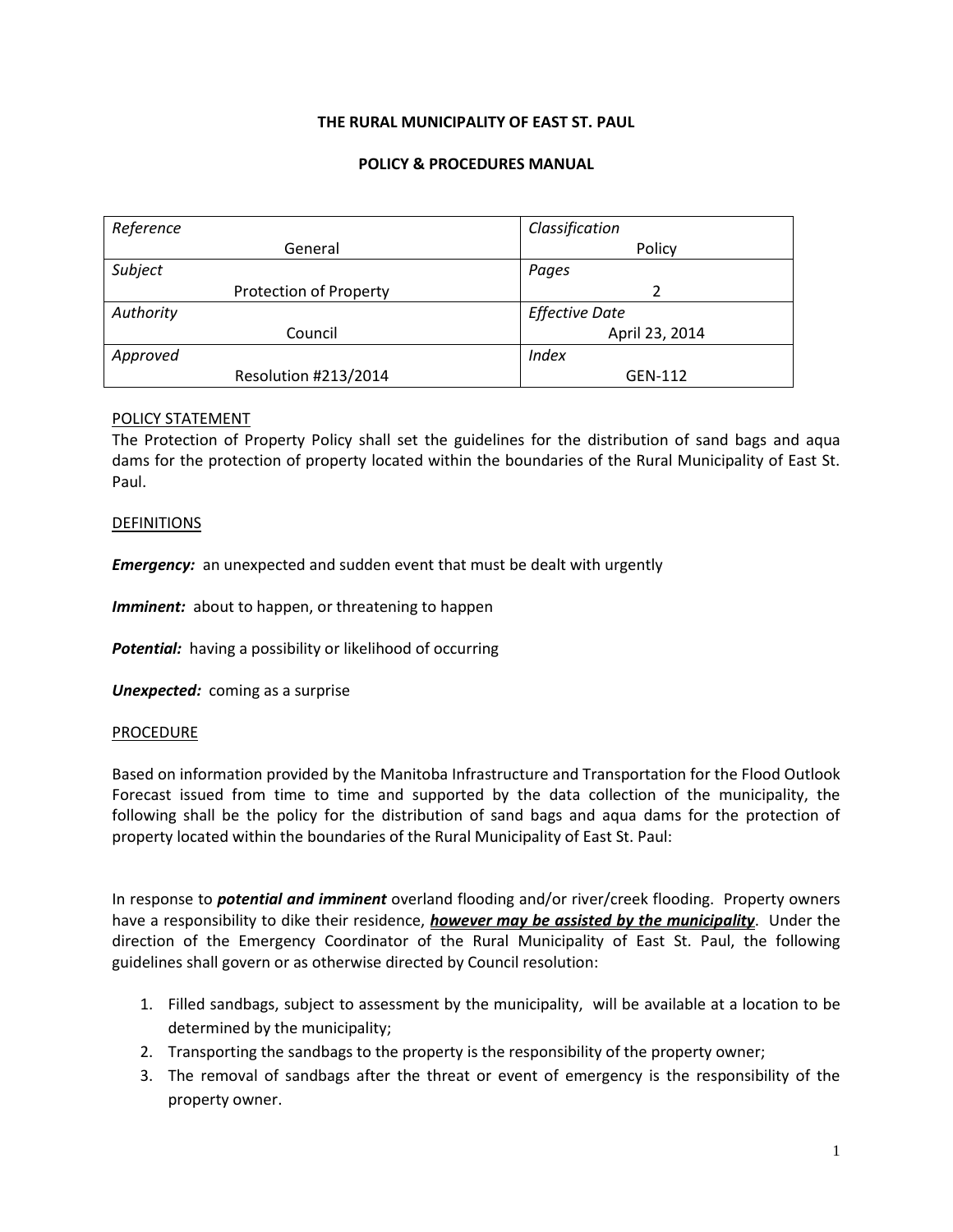**THE RURAL MUNICIPALITY OF EAST ST. PAUL**

**POLICY & PROCEDURES MANUAL**

| *Reference* General | *Classification* Policy |
|---|---|
| *Subject* Protection of Property | *Pages* 2 |
| *Authority* Council | *Effective Date* April 23, 2014 |
| *Approved* Resolution #213/2014 | *Index* GEN-112 |

<u>POLICY STATEMENT</u>

The Protection of Property Policy shall set the guidelines for the distribution of sand bags and aqua dams for the protection of property located within the boundaries of the Rural Municipality of East St. Paul.

<u>DEFINITIONS</u>

***Emergency:*** an unexpected and sudden event that must be dealt with urgently

***Imminent:*** about to happen, or threatening to happen

***Potential:*** having a possibility or likelihood of occurring

***Unexpected:*** coming as a surprise

<u>PROCEDURE</u>

Based on information provided by the Manitoba Infrastructure and Transportation for the Flood Outlook Forecast issued from time to time and supported by the data collection of the municipality, the following shall be the policy for the distribution of sand bags and aqua dams for the protection of property located within the boundaries of the Rural Municipality of East St. Paul:

In response to ***potential and imminent*** overland flooding and/or river/creek flooding. Property owners have a responsibility to dike their residence, ***<u>however may be assisted by the municipality</u>***. Under the direction of the Emergency Coordinator of the Rural Municipality of East St. Paul, the following guidelines shall govern or as otherwise directed by Council resolution:

1. Filled sandbags, subject to assessment by the municipality, will be available at a location to be determined by the municipality;
2. Transporting the sandbags to the property is the responsibility of the property owner;
3. The removal of sandbags after the threat or event of emergency is the responsibility of the property owner.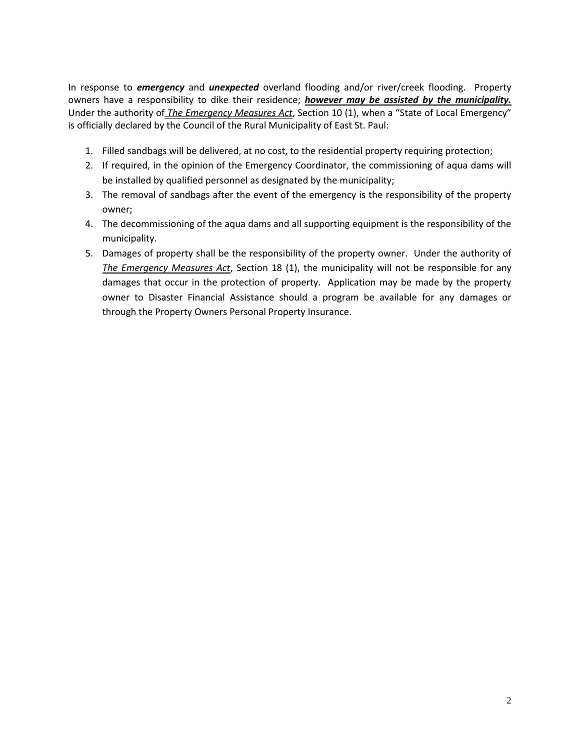In response to ***emergency*** and ***unexpected*** overland flooding and/or river/creek flooding. Property owners have a responsibility to dike their residence; ***<u>however may be assisted by the municipality.</u>*** Under the authority of *<u>The Emergency Measures Act</u>*, Section 10 (1), when a "State of Local Emergency" is officially declared by the Council of the Rural Municipality of East St. Paul:

1. Filled sandbags will be delivered, at no cost, to the residential property requiring protection;
2. If required, in the opinion of the Emergency Coordinator, the commissioning of aqua dams will be installed by qualified personnel as designated by the municipality;
3. The removal of sandbags after the event of the emergency is the responsibility of the property owner;
4. The decommissioning of the aqua dams and all supporting equipment is the responsibility of the municipality.
5. Damages of property shall be the responsibility of the property owner. Under the authority of *<u>The Emergency Measures Act</u>*, Section 18 (1), the municipality will not be responsible for any damages that occur in the protection of property. Application may be made by the property owner to Disaster Financial Assistance should a program be available for any damages or through the Property Owners Personal Property Insurance.